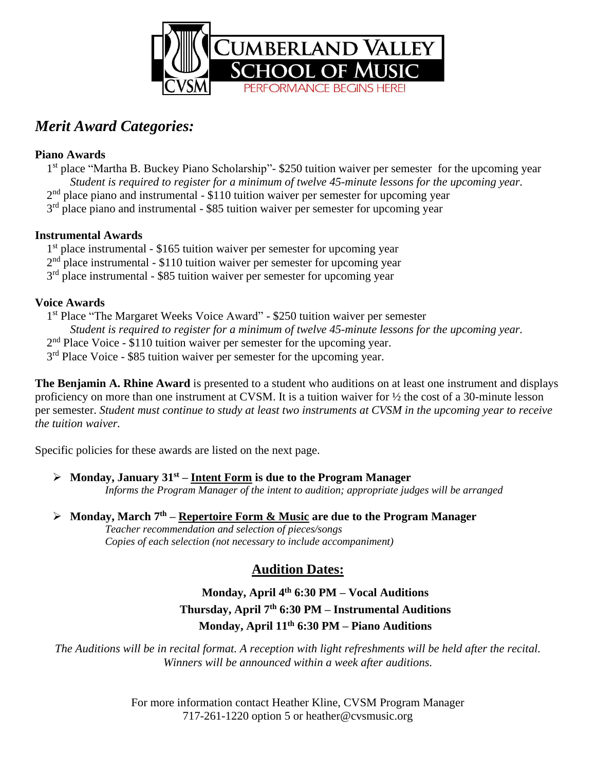# CUMBERLAND VALLEY SCHOOL OF MUSIC

PERFORMANCE BEGINS HERE!

## *Merit Award Categories:*

**Piano Awards**

1st place "Martha B. Buckey Piano Scholarship"- $250 tuition waiver per semester for the upcoming year
*Student is required to register for a minimum of twelve 45-minute lessons for the upcoming year.*
2nd place piano and instrumental - $110 tuition waiver per semester for upcoming year
3rd place piano and instrumental - $85 tuition waiver per semester for upcoming year

**Instrumental Awards**

1st place instrumental - $165 tuition waiver per semester for upcoming year
2nd place instrumental - $110 tuition waiver per semester for upcoming year
3rd place instrumental - $85 tuition waiver per semester for upcoming year

**Voice Awards**

1st Place "The Margaret Weeks Voice Award" - $250 tuition waiver per semester
*Student is required to register for a minimum of twelve 45-minute lessons for the upcoming year.*
2nd Place Voice - $110 tuition waiver per semester for the upcoming year.
3rd Place Voice - $85 tuition waiver per semester for the upcoming year.

**The Benjamin A. Rhine Award** is presented to a student who auditions on at least one instrument and displays proficiency on more than one instrument at CVSM. It is a tuition waiver for ½ the cost of a 30-minute lesson per semester. *Student must continue to study at least two instruments at CVSM in the upcoming year to receive the tuition waiver.*

Specific policies for these awards are listed on the next page.

- **Monday, January 31st – Intent Form is due to the Program Manager**
  *Informs the Program Manager of the intent to audition; appropriate judges will be arranged*

- **Monday, March 7th – Repertoire Form & Music are due to the Program Manager**
  *Teacher recommendation and selection of pieces/songs*
  *Copies of each selection (not necessary to include accompaniment)*

## Audition Dates:

**Monday, April 4th 6:30 PM – Vocal Auditions**
**Thursday, April 7th 6:30 PM – Instrumental Auditions**
**Monday, April 11th 6:30 PM – Piano Auditions**

*The Auditions will be in recital format. A reception with light refreshments will be held after the recital. Winners will be announced within a week after auditions.*

For more information contact Heather Kline, CVSM Program Manager
717-261-1220 option 5 or heather@cvsmusic.org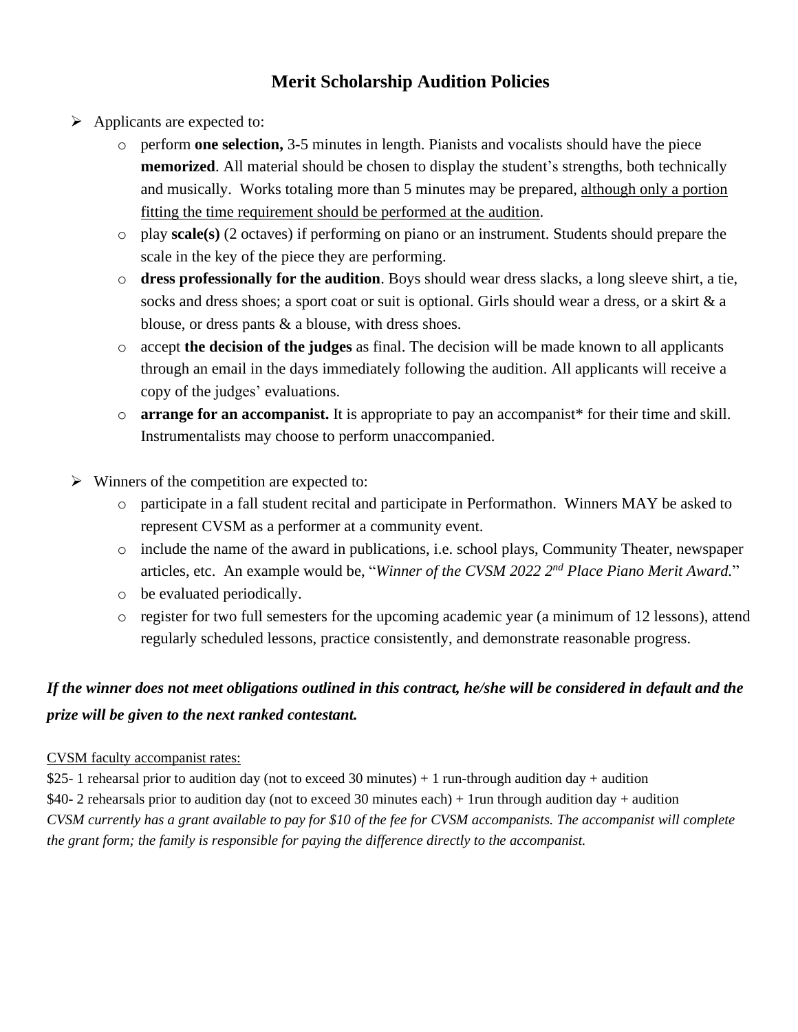# Merit Scholarship Audition Policies

- Applicants are expected to:
  - perform **one selection,** 3-5 minutes in length. Pianists and vocalists should have the piece **memorized**. All material should be chosen to display the student's strengths, both technically and musically. Works totaling more than 5 minutes may be prepared, <u>although only a portion fitting the time requirement should be performed at the audition</u>.
  - play **scale(s)** (2 octaves) if performing on piano or an instrument. Students should prepare the scale in the key of the piece they are performing.
  - **dress professionally for the audition**. Boys should wear dress slacks, a long sleeve shirt, a tie, socks and dress shoes; a sport coat or suit is optional. Girls should wear a dress, or a skirt & a blouse, or dress pants & a blouse, with dress shoes.
  - accept **the decision of the judges** as final. The decision will be made known to all applicants through an email in the days immediately following the audition. All applicants will receive a copy of the judges' evaluations.
  - **arrange for an accompanist.** It is appropriate to pay an accompanist* for their time and skill. Instrumentalists may choose to perform unaccompanied.

- Winners of the competition are expected to:
  - participate in a fall student recital and participate in Performathon. Winners MAY be asked to represent CVSM as a performer at a community event.
  - include the name of the award in publications, i.e. school plays, Community Theater, newspaper articles, etc. An example would be, "*Winner of the CVSM 2022 2nd Place Piano Merit Award.*"
  - be evaluated periodically.
  - register for two full semesters for the upcoming academic year (a minimum of 12 lessons), attend regularly scheduled lessons, practice consistently, and demonstrate reasonable progress.

***If the winner does not meet obligations outlined in this contract, he/she will be considered in default and the prize will be given to the next ranked contestant.***

<u>CVSM faculty accompanist rates:</u>

$25- 1 rehearsal prior to audition day (not to exceed 30 minutes) + 1 run-through audition day + audition

$40- 2 rehearsals prior to audition day (not to exceed 30 minutes each) + 1run through audition day + audition

*CVSM currently has a grant available to pay for $10 of the fee for CVSM accompanists. The accompanist will complete the grant form; the family is responsible for paying the difference directly to the accompanist.*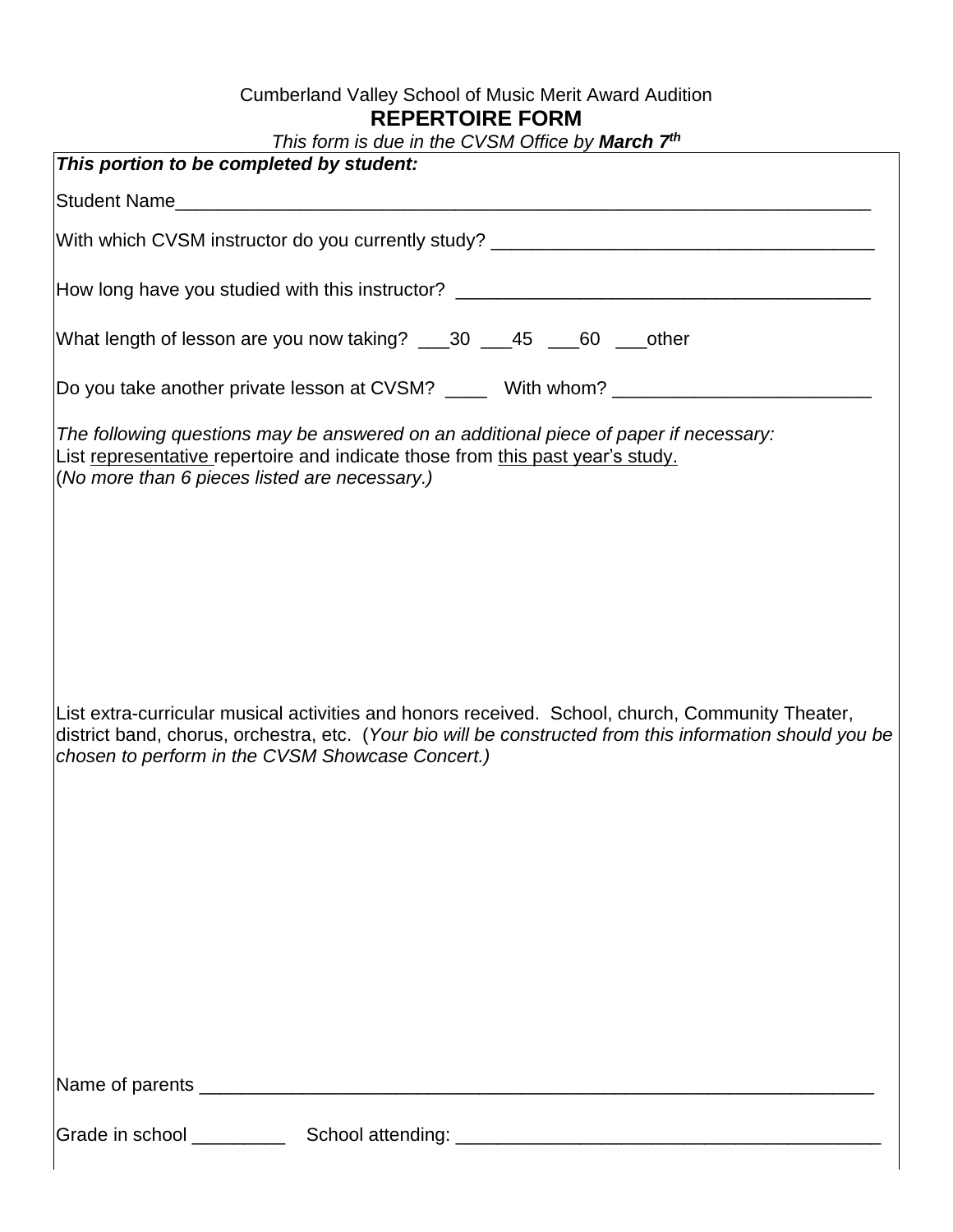Cumberland Valley School of Music Merit Award Audition

# REPERTOIRE FORM

*This form is due in the CVSM Office by **March 7th***

***This portion to be completed by student:***

Student Name_______________________________________________________________________

With which CVSM instructor do you currently study? _____________________________________

How long have you studied with this instructor? _________________________________________

What length of lesson are you now taking? ___30 ___45 ___60 ___other

Do you take another private lesson at CVSM? ____ With whom? _________________________

*The following questions may be answered on an additional piece of paper if necessary:*
List representative repertoire and indicate those from this past year's study.
(*No more than 6 pieces listed are necessary.)*

List extra-curricular musical activities and honors received. School, church, Community Theater, district band, chorus, orchestra, etc. (*Your bio will be constructed from this information should you be chosen to perform in the CVSM Showcase Concert.)*

Name of parents _____________________________________________________________________

Grade in school _________ School attending: ___________________________________________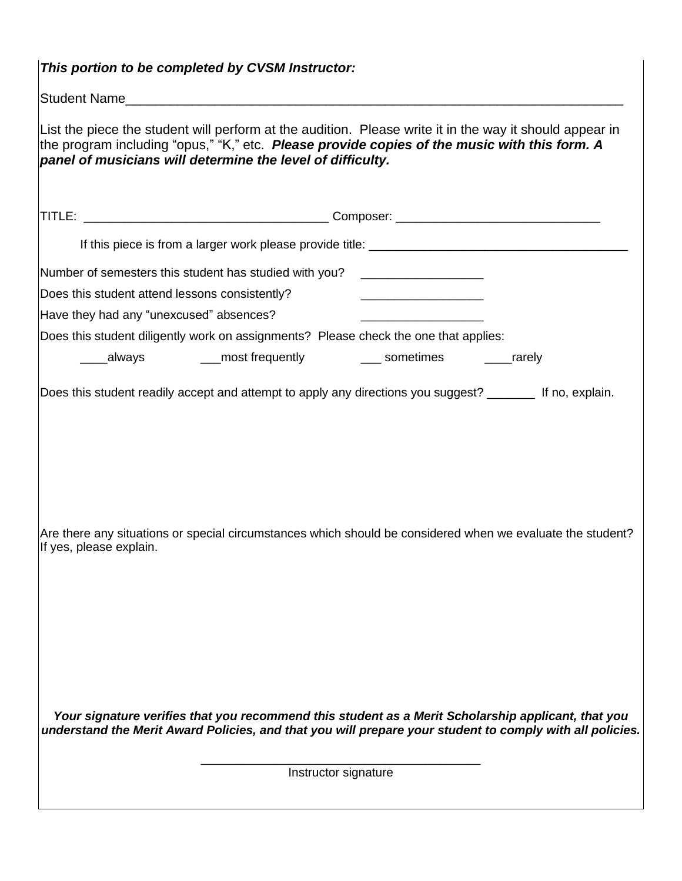***This portion to be completed by CVSM Instructor:***

Student Name_______________________________________________________________________

List the piece the student will perform at the audition. Please write it in the way it should appear in the program including “opus,” “K,” etc. ***Please provide copies of the music with this form. A panel of musicians will determine the level of difficulty.***

TITLE: ___________________________________ Composer: _____________________________

If this piece is from a larger work please provide title: ______________________________________

Number of semesters this student has studied with you? __________________

Does this student attend lessons consistently? __________________

Have they had any “unexcused” absences? __________________

Does this student diligently work on assignments? Please check the one that applies:

____always ___most frequently ___ sometimes ____rarely

Does this student readily accept and attempt to apply any directions you suggest? _______ If no, explain.

Are there any situations or special circumstances which should be considered when we evaluate the student? If yes, please explain.

***Your signature verifies that you recommend this student as a Merit Scholarship applicant, that you understand the Merit Award Policies, and that you will prepare your student to comply with all policies.***

________________________________________
Instructor signature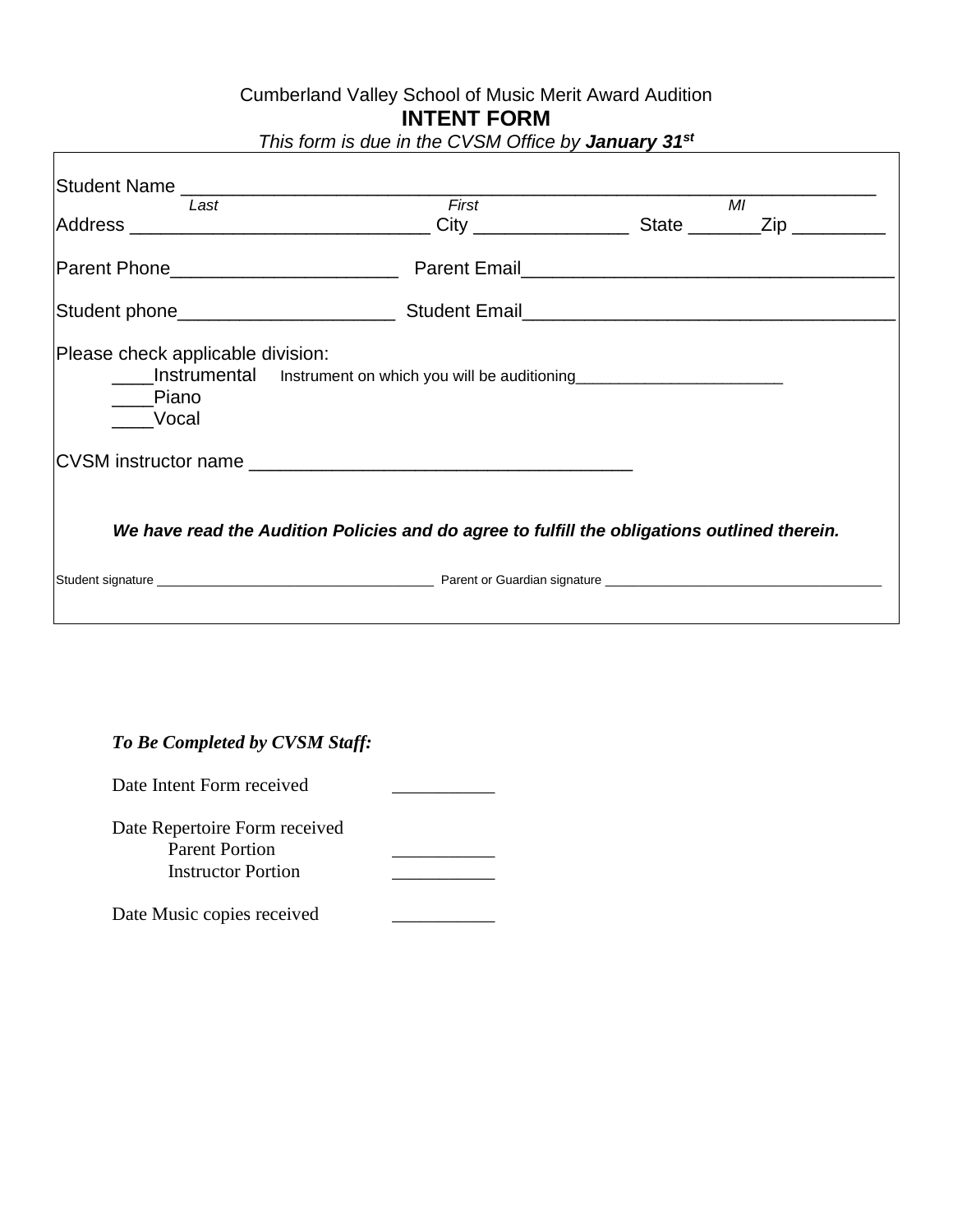Cumberland Valley School of Music Merit Award Audition

# INTENT FORM

*This form is due in the CVSM Office by **January 31st***

Student Name ___________________________________________________________________
*Last* *First* *MI*

Address ____________________________ City _______________ State _______Zip _________

Parent Phone______________________ Parent Email___________________________________

Student phone_____________________ Student Email__________________________________

Please check applicable division:

____Instrumental Instrument on which you will be auditioning________________________

____Piano

____Vocal

CVSM instructor name ____________________________________

***We have read the Audition Policies and do agree to fulfill the obligations outlined therein.***

Student signature ______________________________________ Parent or Guardian signature ______________________________________

***To Be Completed by CVSM Staff:***

Date Intent Form received ___________

Date Repertoire Form received
Parent Portion ___________
Instructor Portion ___________

Date Music copies received ___________